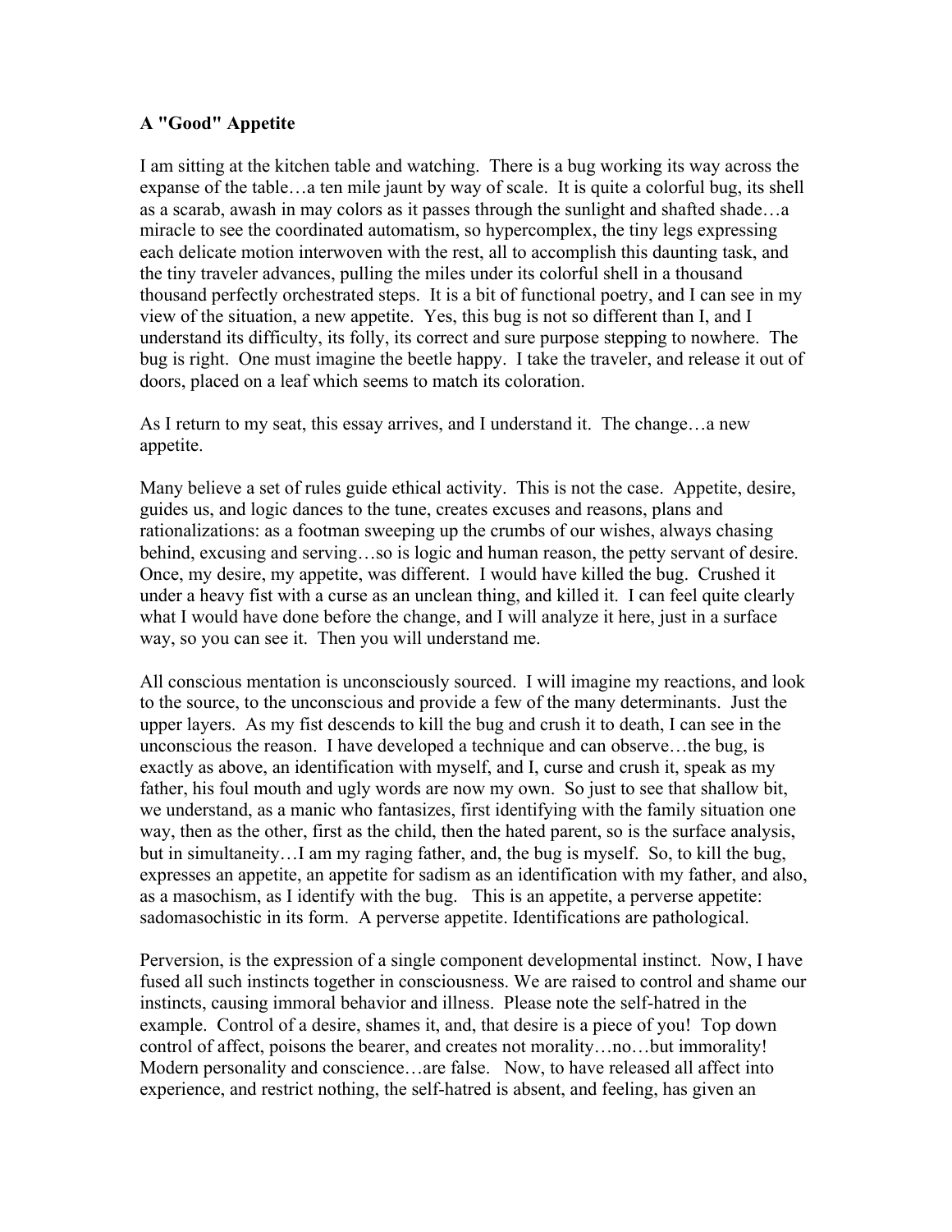**A "Good" Appetite**

I am sitting at the kitchen table and watching. There is a bug working its way across the expanse of the table…a ten mile jaunt by way of scale. It is quite a colorful bug, its shell as a scarab, awash in may colors as it passes through the sunlight and shafted shade…a miracle to see the coordinated automatism, so hypercomplex, the tiny legs expressing each delicate motion interwoven with the rest, all to accomplish this daunting task, and the tiny traveler advances, pulling the miles under its colorful shell in a thousand thousand perfectly orchestrated steps. It is a bit of functional poetry, and I can see in my view of the situation, a new appetite. Yes, this bug is not so different than I, and I understand its difficulty, its folly, its correct and sure purpose stepping to nowhere. The bug is right. One must imagine the beetle happy. I take the traveler, and release it out of doors, placed on a leaf which seems to match its coloration.

As I return to my seat, this essay arrives, and I understand it. The change…a new appetite.

Many believe a set of rules guide ethical activity. This is not the case. Appetite, desire, guides us, and logic dances to the tune, creates excuses and reasons, plans and rationalizations: as a footman sweeping up the crumbs of our wishes, always chasing behind, excusing and serving…so is logic and human reason, the petty servant of desire. Once, my desire, my appetite, was different. I would have killed the bug. Crushed it under a heavy fist with a curse as an unclean thing, and killed it. I can feel quite clearly what I would have done before the change, and I will analyze it here, just in a surface way, so you can see it. Then you will understand me.

All conscious mentation is unconsciously sourced. I will imagine my reactions, and look to the source, to the unconscious and provide a few of the many determinants. Just the upper layers. As my fist descends to kill the bug and crush it to death, I can see in the unconscious the reason. I have developed a technique and can observe…the bug, is exactly as above, an identification with myself, and I, curse and crush it, speak as my father, his foul mouth and ugly words are now my own. So just to see that shallow bit, we understand, as a manic who fantasizes, first identifying with the family situation one way, then as the other, first as the child, then the hated parent, so is the surface analysis, but in simultaneity…I am my raging father, and, the bug is myself. So, to kill the bug, expresses an appetite, an appetite for sadism as an identification with my father, and also, as a masochism, as I identify with the bug. This is an appetite, a perverse appetite: sadomasochistic in its form. A perverse appetite. Identifications are pathological.

Perversion, is the expression of a single component developmental instinct. Now, I have fused all such instincts together in consciousness. We are raised to control and shame our instincts, causing immoral behavior and illness. Please note the self-hatred in the example. Control of a desire, shames it, and, that desire is a piece of you! Top down control of affect, poisons the bearer, and creates not morality…no…but immorality! Modern personality and conscience…are false. Now, to have released all affect into experience, and restrict nothing, the self-hatred is absent, and feeling, has given an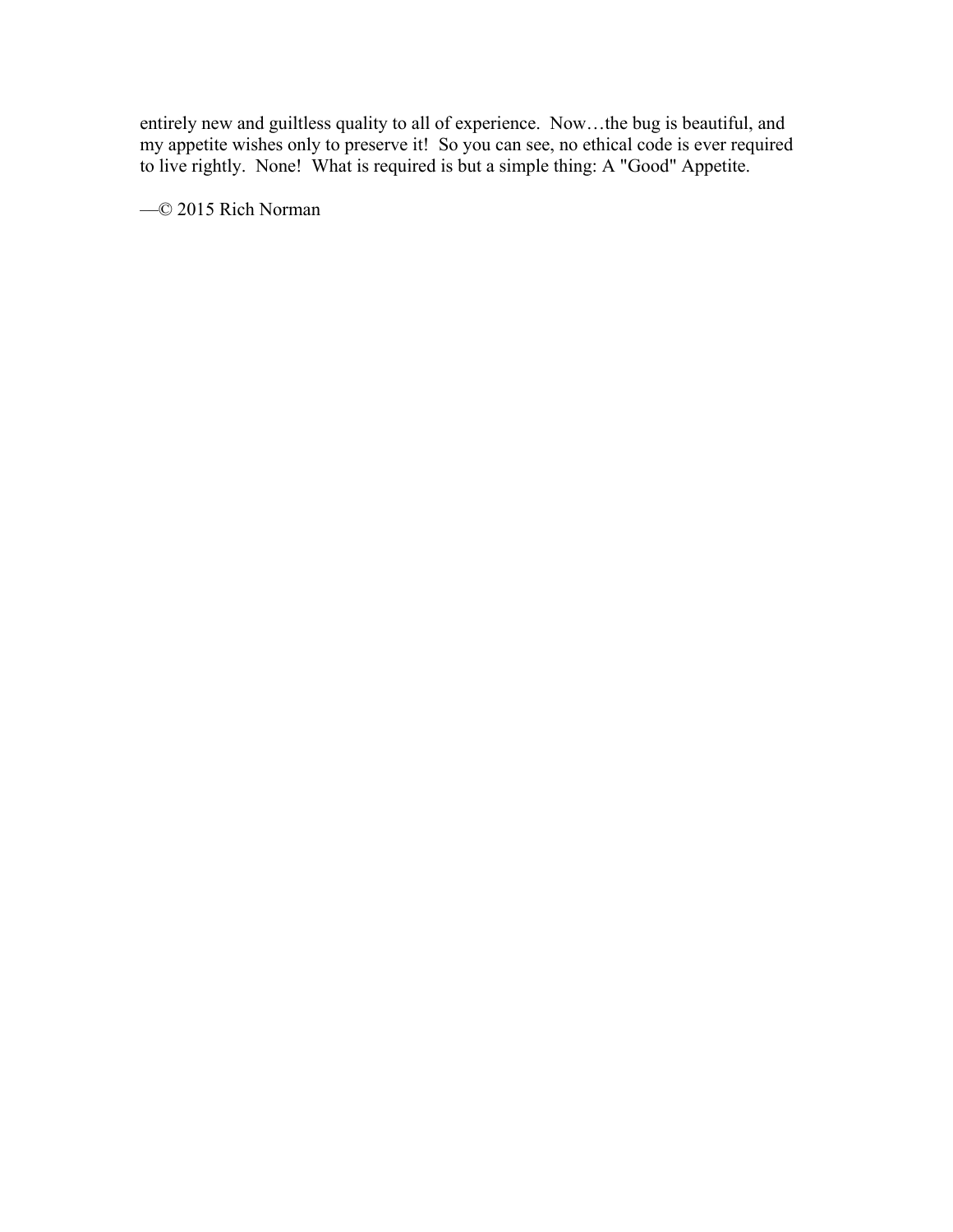entirely new and guiltless quality to all of experience. Now…the bug is beautiful, and my appetite wishes only to preserve it! So you can see, no ethical code is ever required to live rightly. None! What is required is but a simple thing: A "Good" Appetite.

—© 2015 Rich Norman